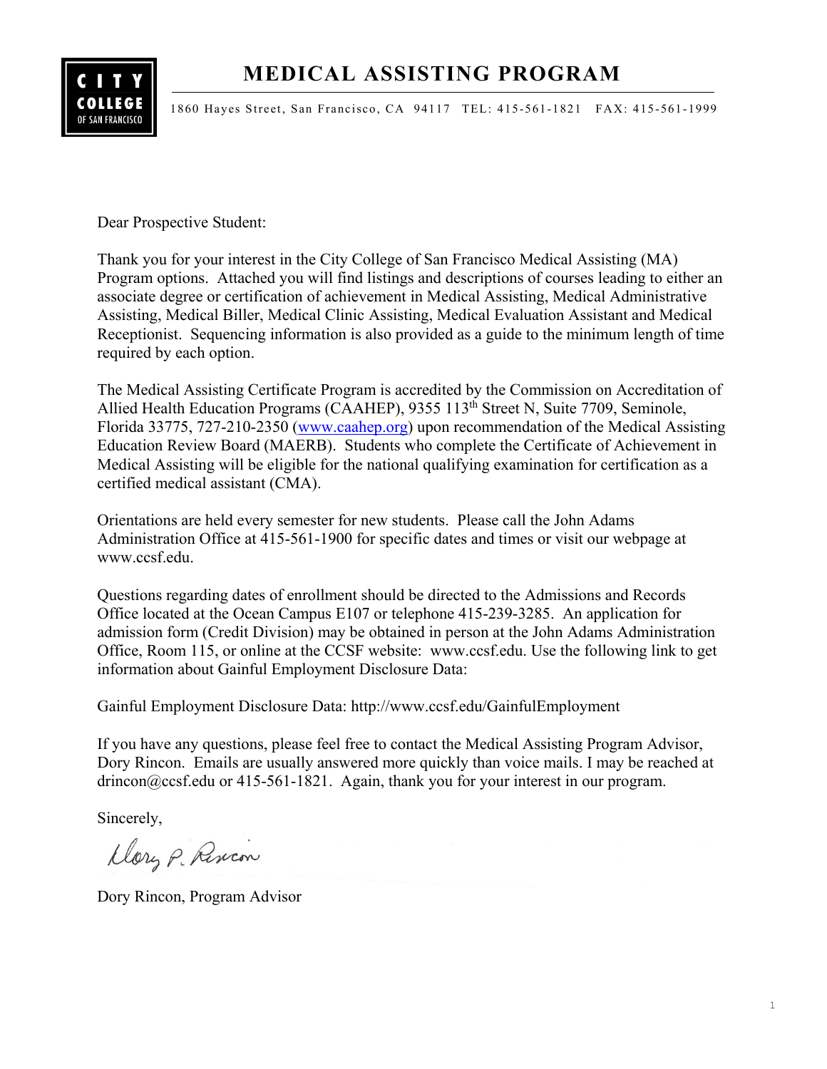CITY COLLEGE OF SAN FRANCISCO

# MEDICAL ASSISTING PROGRAM

1860 Hayes Street, San Francisco, CA 94117 TEL: 415-561-1821 FAX: 415-561-1999

Dear Prospective Student:

Thank you for your interest in the City College of San Francisco Medical Assisting (MA) Program options. Attached you will find listings and descriptions of courses leading to either an associate degree or certification of achievement in Medical Assisting, Medical Administrative Assisting, Medical Biller, Medical Clinic Assisting, Medical Evaluation Assistant and Medical Receptionist. Sequencing information is also provided as a guide to the minimum length of time required by each option.

The Medical Assisting Certificate Program is accredited by the Commission on Accreditation of Allied Health Education Programs (CAAHEP), 9355 113th Street N, Suite 7709, Seminole, Florida 33775, 727-210-2350 (www.caahep.org) upon recommendation of the Medical Assisting Education Review Board (MAERB). Students who complete the Certificate of Achievement in Medical Assisting will be eligible for the national qualifying examination for certification as a certified medical assistant (CMA).

Orientations are held every semester for new students. Please call the John Adams Administration Office at 415-561-1900 for specific dates and times or visit our webpage at www.ccsf.edu.

Questions regarding dates of enrollment should be directed to the Admissions and Records Office located at the Ocean Campus E107 or telephone 415-239-3285. An application for admission form (Credit Division) may be obtained in person at the John Adams Administration Office, Room 115, or online at the CCSF website: www.ccsf.edu. Use the following link to get information about Gainful Employment Disclosure Data:

Gainful Employment Disclosure Data: http://www.ccsf.edu/GainfulEmployment

If you have any questions, please feel free to contact the Medical Assisting Program Advisor, Dory Rincon. Emails are usually answered more quickly than voice mails. I may be reached at drincon@ccsf.edu or 415-561-1821. Again, thank you for your interest in our program.

Sincerely,

Dory P. Rincon

Dory Rincon, Program Advisor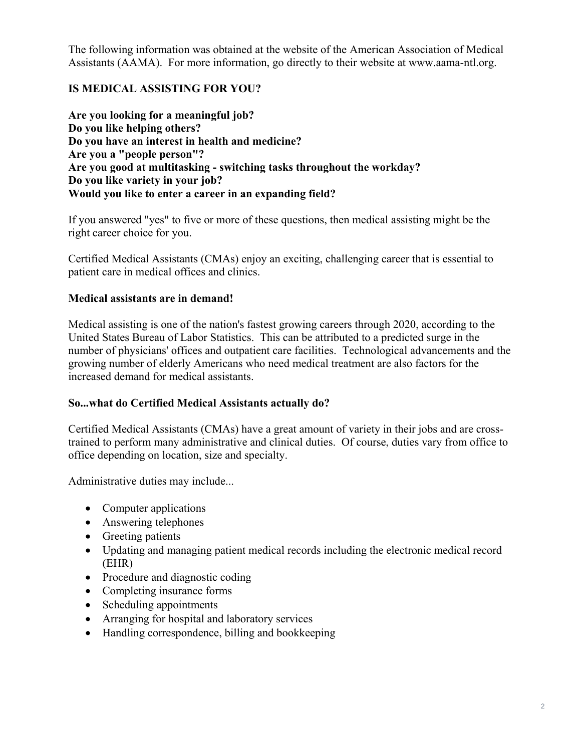The following information was obtained at the website of the American Association of Medical Assistants (AAMA). For more information, go directly to their website at www.aama-ntl.org.

## IS MEDICAL ASSISTING FOR YOU?

**Are you looking for a meaningful job?**
**Do you like helping others?**
**Do you have an interest in health and medicine?**
**Are you a "people person"?**
**Are you good at multitasking - switching tasks throughout the workday?**
**Do you like variety in your job?**
**Would you like to enter a career in an expanding field?**

If you answered "yes" to five or more of these questions, then medical assisting might be the right career choice for you.

Certified Medical Assistants (CMAs) enjoy an exciting, challenging career that is essential to patient care in medical offices and clinics.

### Medical assistants are in demand!

Medical assisting is one of the nation's fastest growing careers through 2020, according to the United States Bureau of Labor Statistics. This can be attributed to a predicted surge in the number of physicians' offices and outpatient care facilities. Technological advancements and the growing number of elderly Americans who need medical treatment are also factors for the increased demand for medical assistants.

### So...what do Certified Medical Assistants actually do?

Certified Medical Assistants (CMAs) have a great amount of variety in their jobs and are cross-trained to perform many administrative and clinical duties. Of course, duties vary from office to office depending on location, size and specialty.

Administrative duties may include...

- Computer applications
- Answering telephones
- Greeting patients
- Updating and managing patient medical records including the electronic medical record (EHR)
- Procedure and diagnostic coding
- Completing insurance forms
- Scheduling appointments
- Arranging for hospital and laboratory services
- Handling correspondence, billing and bookkeeping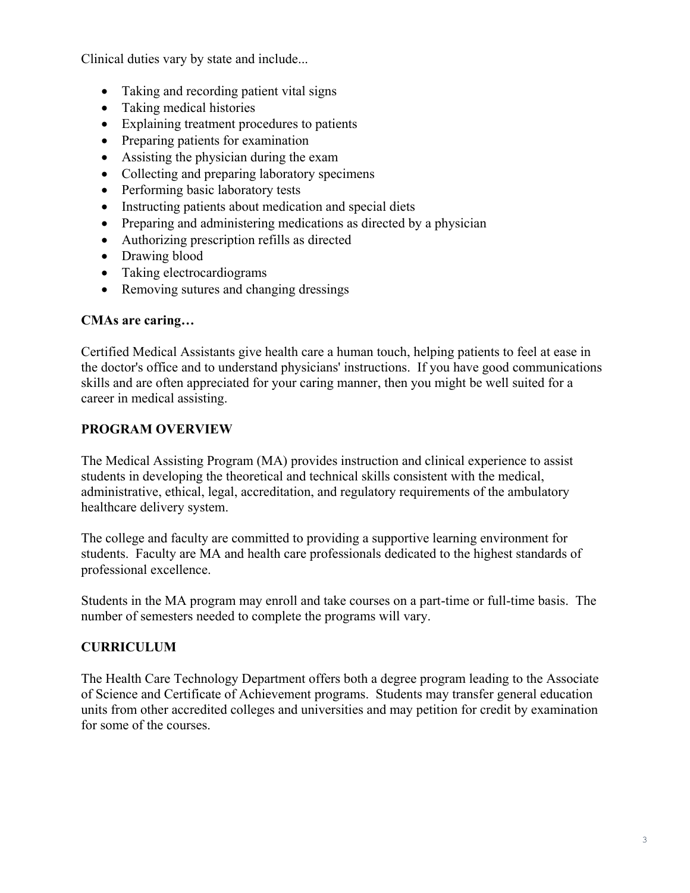Clinical duties vary by state and include...

- Taking and recording patient vital signs
- Taking medical histories
- Explaining treatment procedures to patients
- Preparing patients for examination
- Assisting the physician during the exam
- Collecting and preparing laboratory specimens
- Performing basic laboratory tests
- Instructing patients about medication and special diets
- Preparing and administering medications as directed by a physician
- Authorizing prescription refills as directed
- Drawing blood
- Taking electrocardiograms
- Removing sutures and changing dressings

**CMAs are caring…**

Certified Medical Assistants give health care a human touch, helping patients to feel at ease in the doctor's office and to understand physicians' instructions. If you have good communications skills and are often appreciated for your caring manner, then you might be well suited for a career in medical assisting.

## PROGRAM OVERVIEW

The Medical Assisting Program (MA) provides instruction and clinical experience to assist students in developing the theoretical and technical skills consistent with the medical, administrative, ethical, legal, accreditation, and regulatory requirements of the ambulatory healthcare delivery system.

The college and faculty are committed to providing a supportive learning environment for students. Faculty are MA and health care professionals dedicated to the highest standards of professional excellence.

Students in the MA program may enroll and take courses on a part-time or full-time basis. The number of semesters needed to complete the programs will vary.

## CURRICULUM

The Health Care Technology Department offers both a degree program leading to the Associate of Science and Certificate of Achievement programs. Students may transfer general education units from other accredited colleges and universities and may petition for credit by examination for some of the courses.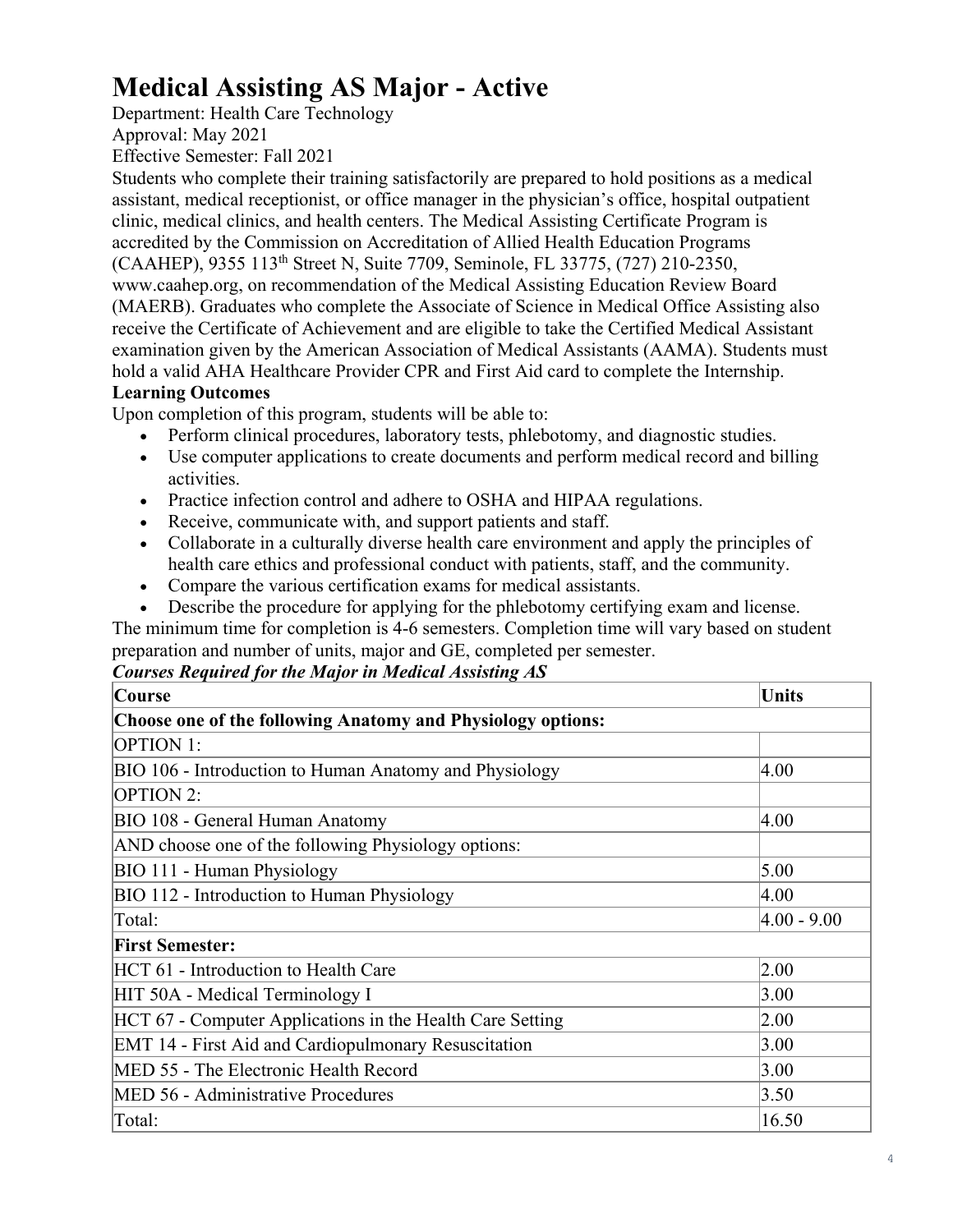# Medical Assisting AS Major - Active

Department: Health Care Technology

Approval: May 2021

Effective Semester: Fall 2021

Students who complete their training satisfactorily are prepared to hold positions as a medical assistant, medical receptionist, or office manager in the physician's office, hospital outpatient clinic, medical clinics, and health centers. The Medical Assisting Certificate Program is accredited by the Commission on Accreditation of Allied Health Education Programs (CAAHEP), 9355 113th Street N, Suite 7709, Seminole, FL 33775, (727) 210-2350, www.caahep.org, on recommendation of the Medical Assisting Education Review Board (MAERB). Graduates who complete the Associate of Science in Medical Office Assisting also receive the Certificate of Achievement and are eligible to take the Certified Medical Assistant examination given by the American Association of Medical Assistants (AAMA). Students must hold a valid AHA Healthcare Provider CPR and First Aid card to complete the Internship.

**Learning Outcomes**

Upon completion of this program, students will be able to:

- Perform clinical procedures, laboratory tests, phlebotomy, and diagnostic studies.
- Use computer applications to create documents and perform medical record and billing activities.
- Practice infection control and adhere to OSHA and HIPAA regulations.
- Receive, communicate with, and support patients and staff.
- Collaborate in a culturally diverse health care environment and apply the principles of health care ethics and professional conduct with patients, staff, and the community.
- Compare the various certification exams for medical assistants.
- Describe the procedure for applying for the phlebotomy certifying exam and license.

The minimum time for completion is 4-6 semesters. Completion time will vary based on student preparation and number of units, major and GE, completed per semester.

***Courses Required for the Major in Medical Assisting AS***

| Course | Units |
|---|---|
| **Choose one of the following Anatomy and Physiology options:** | |
| OPTION 1: | |
| BIO 106 - Introduction to Human Anatomy and Physiology | 4.00 |
| OPTION 2: | |
| BIO 108 - General Human Anatomy | 4.00 |
| AND choose one of the following Physiology options: | |
| BIO 111 - Human Physiology | 5.00 |
| BIO 112 - Introduction to Human Physiology | 4.00 |
| Total: | 4.00 - 9.00 |
| **First Semester:** | |
| HCT 61 - Introduction to Health Care | 2.00 |
| HIT 50A - Medical Terminology I | 3.00 |
| HCT 67 - Computer Applications in the Health Care Setting | 2.00 |
| EMT 14 - First Aid and Cardiopulmonary Resuscitation | 3.00 |
| MED 55 - The Electronic Health Record | 3.00 |
| MED 56 - Administrative Procedures | 3.50 |
| Total: | 16.50 |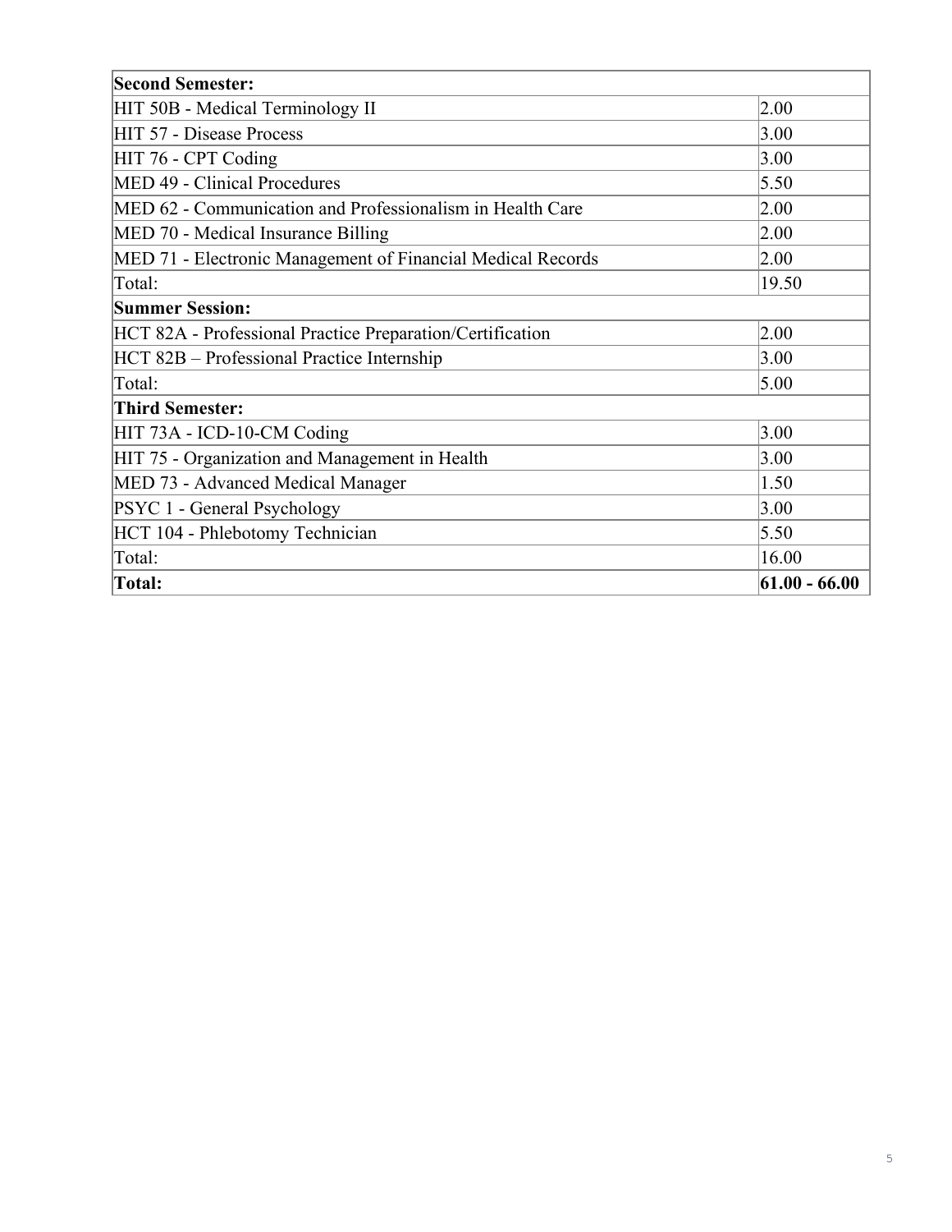| **Second Semester:** | |
|---|---|
| HIT 50B - Medical Terminology II | 2.00 |
| HIT 57 - Disease Process | 3.00 |
| HIT 76 - CPT Coding | 3.00 |
| MED 49 - Clinical Procedures | 5.50 |
| MED 62 - Communication and Professionalism in Health Care | 2.00 |
| MED 70 - Medical Insurance Billing | 2.00 |
| MED 71 - Electronic Management of Financial Medical Records | 2.00 |
| Total: | 19.50 |
| **Summer Session:** | |
| HCT 82A - Professional Practice Preparation/Certification | 2.00 |
| HCT 82B – Professional Practice Internship | 3.00 |
| Total: | 5.00 |
| **Third Semester:** | |
| HIT 73A - ICD-10-CM Coding | 3.00 |
| HIT 75 - Organization and Management in Health | 3.00 |
| MED 73 - Advanced Medical Manager | 1.50 |
| PSYC 1 - General Psychology | 3.00 |
| HCT 104 - Phlebotomy Technician | 5.50 |
| Total: | 16.00 |
| **Total:** | **61.00 - 66.00** |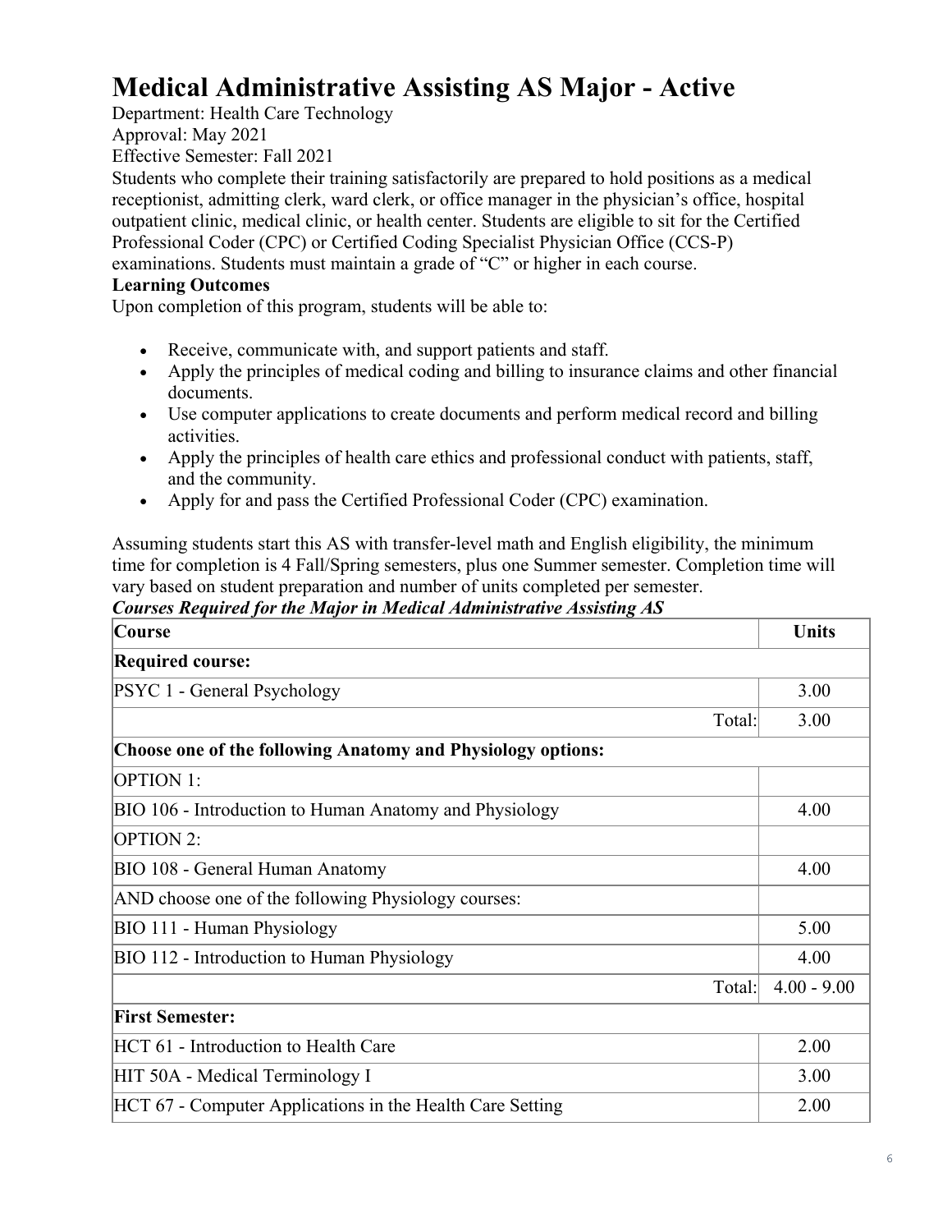# Medical Administrative Assisting AS Major - Active

Department: Health Care Technology
Approval: May 2021
Effective Semester: Fall 2021
Students who complete their training satisfactorily are prepared to hold positions as a medical receptionist, admitting clerk, ward clerk, or office manager in the physician's office, hospital outpatient clinic, medical clinic, or health center. Students are eligible to sit for the Certified Professional Coder (CPC) or Certified Coding Specialist Physician Office (CCS-P) examinations. Students must maintain a grade of "C" or higher in each course.

**Learning Outcomes**

Upon completion of this program, students will be able to:

- Receive, communicate with, and support patients and staff.
- Apply the principles of medical coding and billing to insurance claims and other financial documents.
- Use computer applications to create documents and perform medical record and billing activities.
- Apply the principles of health care ethics and professional conduct with patients, staff, and the community.
- Apply for and pass the Certified Professional Coder (CPC) examination.

Assuming students start this AS with transfer-level math and English eligibility, the minimum time for completion is 4 Fall/Spring semesters, plus one Summer semester. Completion time will vary based on student preparation and number of units completed per semester.

***Courses Required for the Major in Medical Administrative Assisting AS***

| Course | Units |
|---|---|
| **Required course:** | |
| PSYC 1 - General Psychology | 3.00 |
| Total: | 3.00 |
| **Choose one of the following Anatomy and Physiology options:** | |
| OPTION 1: | |
| BIO 106 - Introduction to Human Anatomy and Physiology | 4.00 |
| OPTION 2: | |
| BIO 108 - General Human Anatomy | 4.00 |
| AND choose one of the following Physiology courses: | |
| BIO 111 - Human Physiology | 5.00 |
| BIO 112 - Introduction to Human Physiology | 4.00 |
| Total: | 4.00 - 9.00 |
| **First Semester:** | |
| HCT 61 - Introduction to Health Care | 2.00 |
| HIT 50A - Medical Terminology I | 3.00 |
| HCT 67 - Computer Applications in the Health Care Setting | 2.00 |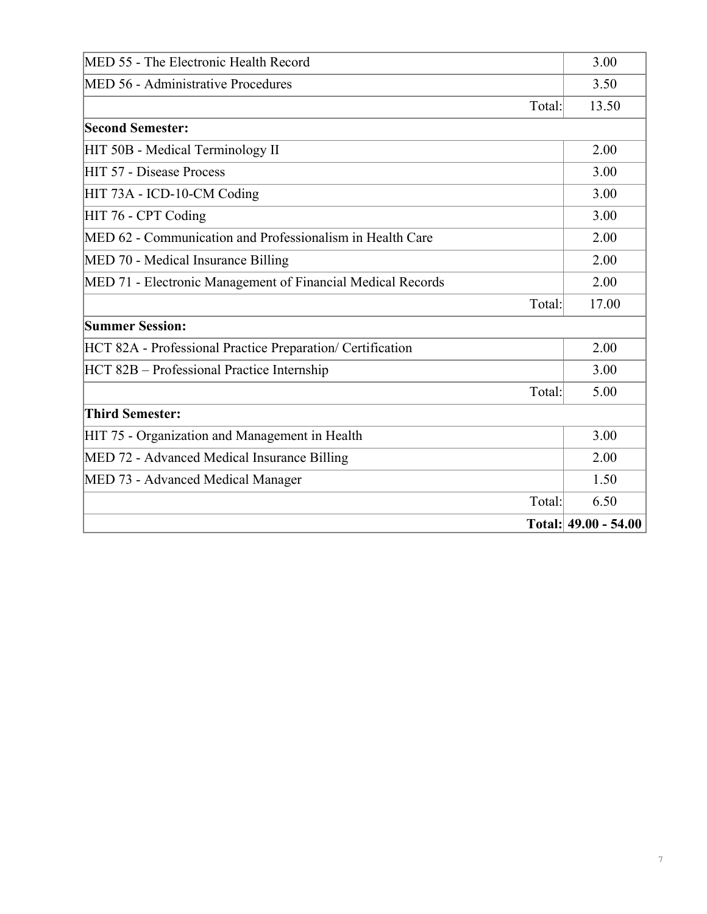| | |
|---|---|
| MED 55 - The Electronic Health Record | 3.00 |
| MED 56 - Administrative Procedures | 3.50 |
| Total: | 13.50 |
| **Second Semester:** | |
| HIT 50B - Medical Terminology II | 2.00 |
| HIT 57 - Disease Process | 3.00 |
| HIT 73A - ICD-10-CM Coding | 3.00 |
| HIT 76 - CPT Coding | 3.00 |
| MED 62 - Communication and Professionalism in Health Care | 2.00 |
| MED 70 - Medical Insurance Billing | 2.00 |
| MED 71 - Electronic Management of Financial Medical Records | 2.00 |
| Total: | 17.00 |
| **Summer Session:** | |
| HCT 82A - Professional Practice Preparation/ Certification | 2.00 |
| HCT 82B – Professional Practice Internship | 3.00 |
| Total: | 5.00 |
| **Third Semester:** | |
| HIT 75 - Organization and Management in Health | 3.00 |
| MED 72 - Advanced Medical Insurance Billing | 2.00 |
| MED 73 - Advanced Medical Manager | 1.50 |
| Total: | 6.50 |
| **Total:** | **49.00 - 54.00** |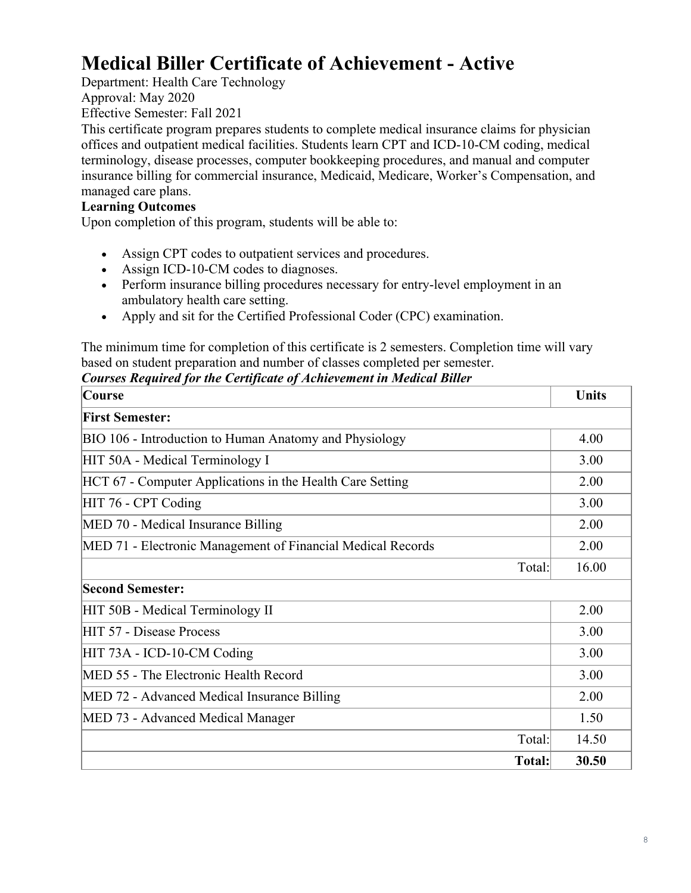# Medical Biller Certificate of Achievement - Active

Department: Health Care Technology
Approval: May 2020
Effective Semester: Fall 2021

This certificate program prepares students to complete medical insurance claims for physician offices and outpatient medical facilities. Students learn CPT and ICD-10-CM coding, medical terminology, disease processes, computer bookkeeping procedures, and manual and computer insurance billing for commercial insurance, Medicaid, Medicare, Worker's Compensation, and managed care plans.

**Learning Outcomes**

Upon completion of this program, students will be able to:

- Assign CPT codes to outpatient services and procedures.
- Assign ICD-10-CM codes to diagnoses.
- Perform insurance billing procedures necessary for entry-level employment in an ambulatory health care setting.
- Apply and sit for the Certified Professional Coder (CPC) examination.

The minimum time for completion of this certificate is 2 semesters. Completion time will vary based on student preparation and number of classes completed per semester.

***Courses Required for the Certificate of Achievement in Medical Biller***

| Course | Units |
|---|---|
| **First Semester:** | |
| BIO 106 - Introduction to Human Anatomy and Physiology | 4.00 |
| HIT 50A - Medical Terminology I | 3.00 |
| HCT 67 - Computer Applications in the Health Care Setting | 2.00 |
| HIT 76 - CPT Coding | 3.00 |
| MED 70 - Medical Insurance Billing | 2.00 |
| MED 71 - Electronic Management of Financial Medical Records | 2.00 |
| Total: | 16.00 |
| **Second Semester:** | |
| HIT 50B - Medical Terminology II | 2.00 |
| HIT 57 - Disease Process | 3.00 |
| HIT 73A - ICD-10-CM Coding | 3.00 |
| MED 55 - The Electronic Health Record | 3.00 |
| MED 72 - Advanced Medical Insurance Billing | 2.00 |
| MED 73 - Advanced Medical Manager | 1.50 |
| Total: | 14.50 |
| **Total:** | **30.50** |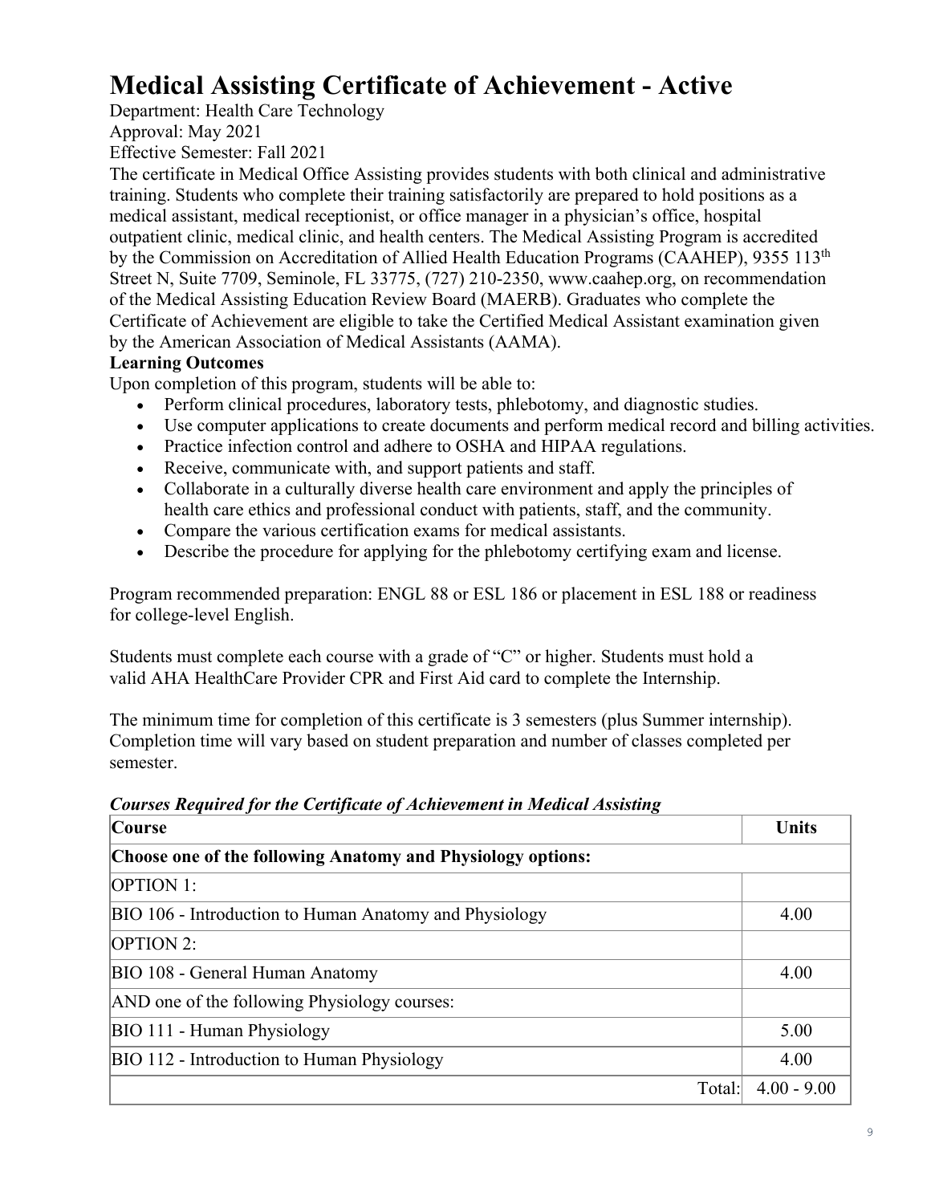# Medical Assisting Certificate of Achievement - Active

Department: Health Care Technology

Approval: May 2021

Effective Semester: Fall 2021

The certificate in Medical Office Assisting provides students with both clinical and administrative training. Students who complete their training satisfactorily are prepared to hold positions as a medical assistant, medical receptionist, or office manager in a physician's office, hospital outpatient clinic, medical clinic, and health centers. The Medical Assisting Program is accredited by the Commission on Accreditation of Allied Health Education Programs (CAAHEP), 9355 113th Street N, Suite 7709, Seminole, FL 33775, (727) 210-2350, www.caahep.org, on recommendation of the Medical Assisting Education Review Board (MAERB). Graduates who complete the Certificate of Achievement are eligible to take the Certified Medical Assistant examination given by the American Association of Medical Assistants (AAMA).

**Learning Outcomes**

Upon completion of this program, students will be able to:

- Perform clinical procedures, laboratory tests, phlebotomy, and diagnostic studies.
- Use computer applications to create documents and perform medical record and billing activities.
- Practice infection control and adhere to OSHA and HIPAA regulations.
- Receive, communicate with, and support patients and staff.
- Collaborate in a culturally diverse health care environment and apply the principles of health care ethics and professional conduct with patients, staff, and the community.
- Compare the various certification exams for medical assistants.
- Describe the procedure for applying for the phlebotomy certifying exam and license.

Program recommended preparation: ENGL 88 or ESL 186 or placement in ESL 188 or readiness for college-level English.

Students must complete each course with a grade of "C" or higher. Students must hold a valid AHA HealthCare Provider CPR and First Aid card to complete the Internship.

The minimum time for completion of this certificate is 3 semesters (plus Summer internship). Completion time will vary based on student preparation and number of classes completed per semester.

***Courses Required for the Certificate of Achievement in Medical Assisting***

| Course | Units |
| --- | --- |
| **Choose one of the following Anatomy and Physiology options:** | |
| OPTION 1: | |
| BIO 106 - Introduction to Human Anatomy and Physiology | 4.00 |
| OPTION 2: | |
| BIO 108 - General Human Anatomy | 4.00 |
| AND one of the following Physiology courses: | |
| BIO 111 - Human Physiology | 5.00 |
| BIO 112 - Introduction to Human Physiology | 4.00 |
| Total: | 4.00 - 9.00 |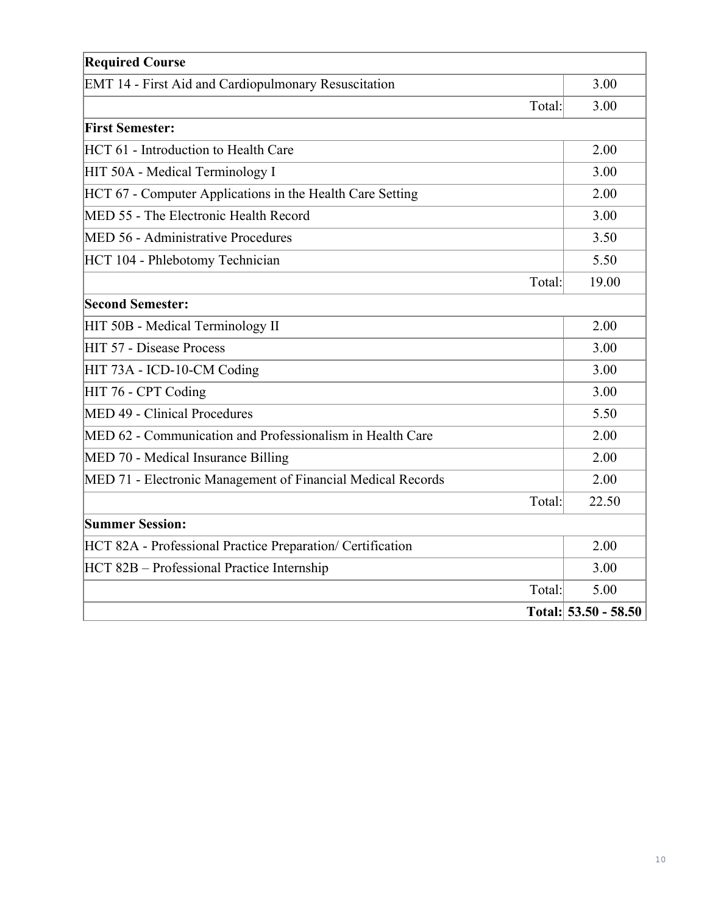| Required Course | |
|---|---|
| EMT 14 - First Aid and Cardiopulmonary Resuscitation | 3.00 |
| Total: | 3.00 |
| **First Semester:** | |
| HCT 61 - Introduction to Health Care | 2.00 |
| HIT 50A - Medical Terminology I | 3.00 |
| HCT 67 - Computer Applications in the Health Care Setting | 2.00 |
| MED 55 - The Electronic Health Record | 3.00 |
| MED 56 - Administrative Procedures | 3.50 |
| HCT 104 - Phlebotomy Technician | 5.50 |
| Total: | 19.00 |
| **Second Semester:** | |
| HIT 50B - Medical Terminology II | 2.00 |
| HIT 57 - Disease Process | 3.00 |
| HIT 73A - ICD-10-CM Coding | 3.00 |
| HIT 76 - CPT Coding | 3.00 |
| MED 49 - Clinical Procedures | 5.50 |
| MED 62 - Communication and Professionalism in Health Care | 2.00 |
| MED 70 - Medical Insurance Billing | 2.00 |
| MED 71 - Electronic Management of Financial Medical Records | 2.00 |
| Total: | 22.50 |
| **Summer Session:** | |
| HCT 82A - Professional Practice Preparation/ Certification | 2.00 |
| HCT 82B – Professional Practice Internship | 3.00 |
| Total: | 5.00 |
| **Total:** | **53.50 - 58.50** |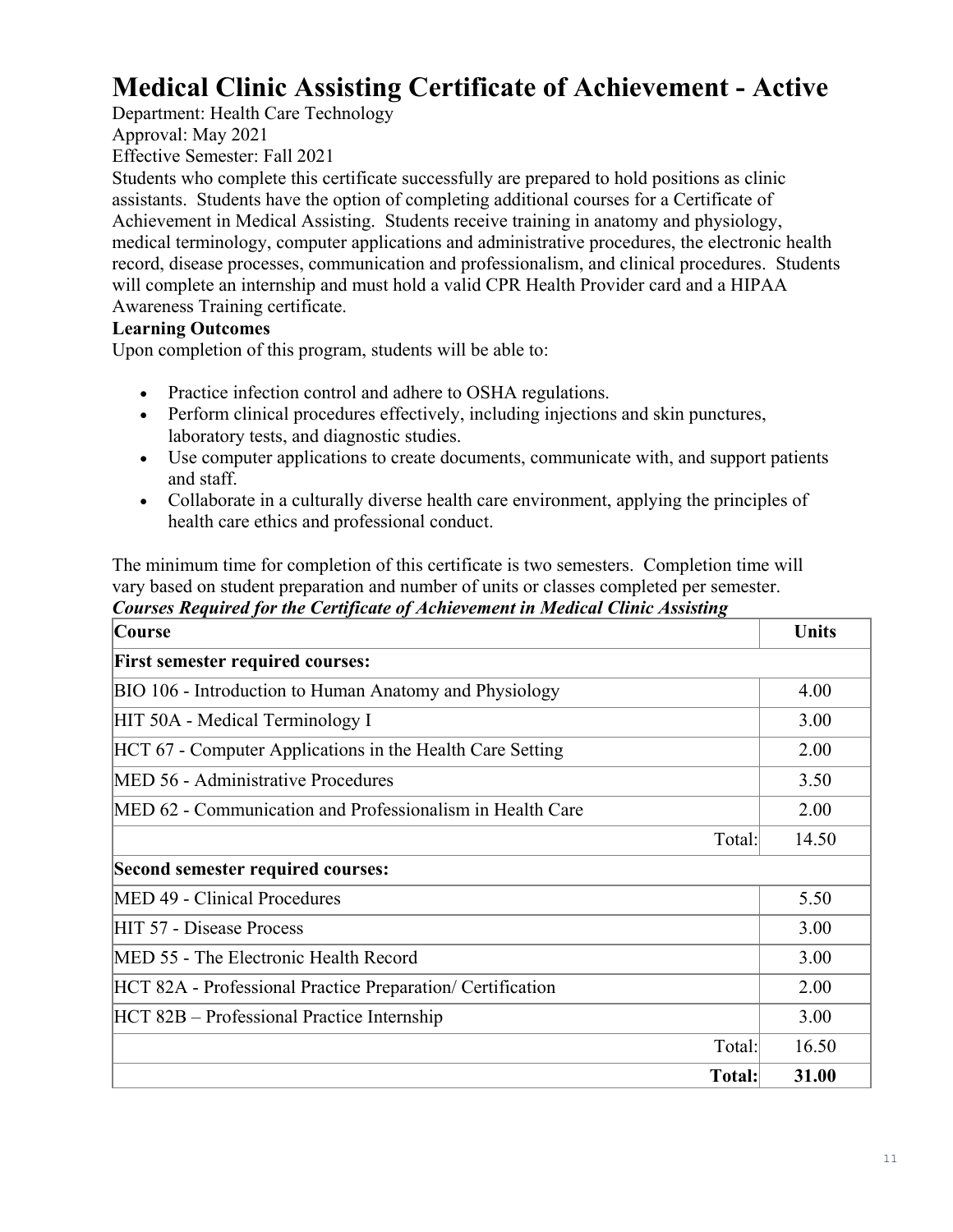# Medical Clinic Assisting Certificate of Achievement - Active

Department: Health Care Technology
Approval: May 2021
Effective Semester: Fall 2021

Students who complete this certificate successfully are prepared to hold positions as clinic assistants. Students have the option of completing additional courses for a Certificate of Achievement in Medical Assisting. Students receive training in anatomy and physiology, medical terminology, computer applications and administrative procedures, the electronic health record, disease processes, communication and professionalism, and clinical procedures. Students will complete an internship and must hold a valid CPR Health Provider card and a HIPAA Awareness Training certificate.

**Learning Outcomes**

Upon completion of this program, students will be able to:

- Practice infection control and adhere to OSHA regulations.
- Perform clinical procedures effectively, including injections and skin punctures, laboratory tests, and diagnostic studies.
- Use computer applications to create documents, communicate with, and support patients and staff.
- Collaborate in a culturally diverse health care environment, applying the principles of health care ethics and professional conduct.

The minimum time for completion of this certificate is two semesters. Completion time will vary based on student preparation and number of units or classes completed per semester.

***Courses Required for the Certificate of Achievement in Medical Clinic Assisting***

| Course | Units |
|---|---|
| **First semester required courses:** | |
| BIO 106 - Introduction to Human Anatomy and Physiology | 4.00 |
| HIT 50A - Medical Terminology I | 3.00 |
| HCT 67 - Computer Applications in the Health Care Setting | 2.00 |
| MED 56 - Administrative Procedures | 3.50 |
| MED 62 - Communication and Professionalism in Health Care | 2.00 |
| Total: | 14.50 |
| **Second semester required courses:** | |
| MED 49 - Clinical Procedures | 5.50 |
| HIT 57 - Disease Process | 3.00 |
| MED 55 - The Electronic Health Record | 3.00 |
| HCT 82A - Professional Practice Preparation/ Certification | 2.00 |
| HCT 82B – Professional Practice Internship | 3.00 |
| Total: | 16.50 |
| **Total:** | **31.00** |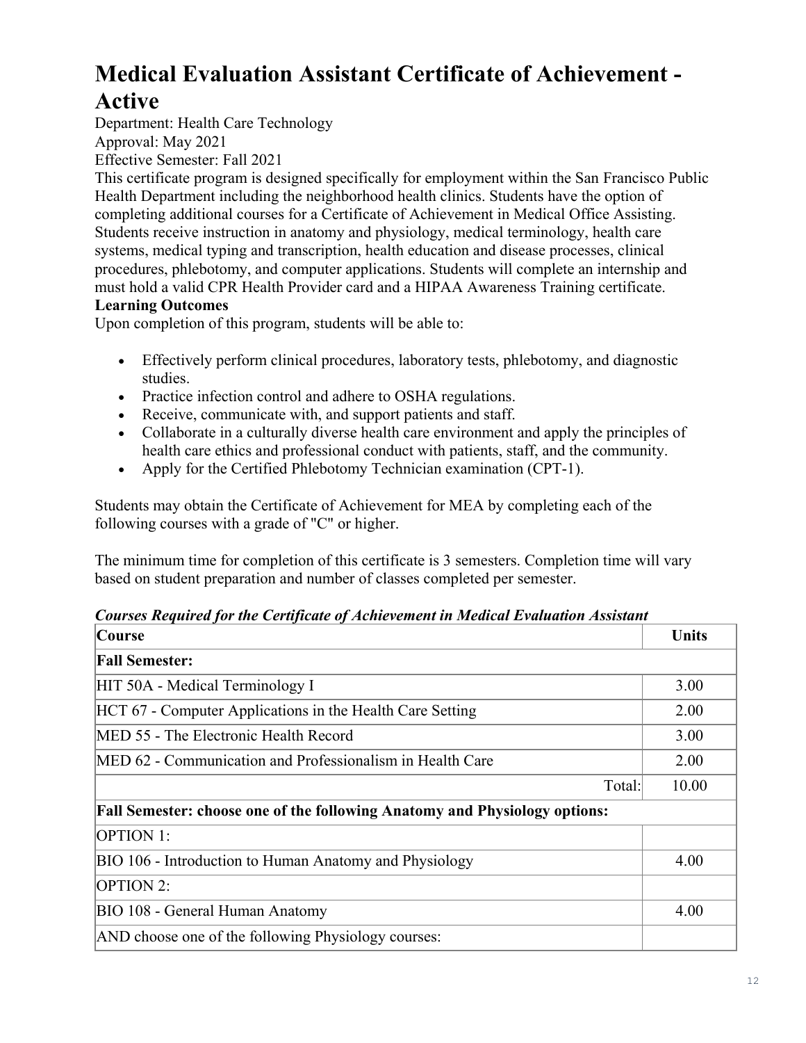# Medical Evaluation Assistant Certificate of Achievement - Active

Department: Health Care Technology
Approval: May 2021
Effective Semester: Fall 2021

This certificate program is designed specifically for employment within the San Francisco Public Health Department including the neighborhood health clinics. Students have the option of completing additional courses for a Certificate of Achievement in Medical Office Assisting. Students receive instruction in anatomy and physiology, medical terminology, health care systems, medical typing and transcription, health education and disease processes, clinical procedures, phlebotomy, and computer applications. Students will complete an internship and must hold a valid CPR Health Provider card and a HIPAA Awareness Training certificate.

**Learning Outcomes**

Upon completion of this program, students will be able to:

- Effectively perform clinical procedures, laboratory tests, phlebotomy, and diagnostic studies.
- Practice infection control and adhere to OSHA regulations.
- Receive, communicate with, and support patients and staff.
- Collaborate in a culturally diverse health care environment and apply the principles of health care ethics and professional conduct with patients, staff, and the community.
- Apply for the Certified Phlebotomy Technician examination (CPT-1).

Students may obtain the Certificate of Achievement for MEA by completing each of the following courses with a grade of "C" or higher.

The minimum time for completion of this certificate is 3 semesters. Completion time will vary based on student preparation and number of classes completed per semester.

***Courses Required for the Certificate of Achievement in Medical Evaluation Assistant***

| Course | Units |
|---|---|
| **Fall Semester:** | |
| HIT 50A - Medical Terminology I | 3.00 |
| HCT 67 - Computer Applications in the Health Care Setting | 2.00 |
| MED 55 - The Electronic Health Record | 3.00 |
| MED 62 - Communication and Professionalism in Health Care | 2.00 |
| Total: | 10.00 |
| **Fall Semester: choose one of the following Anatomy and Physiology options:** | |
| OPTION 1: | |
| BIO 106 - Introduction to Human Anatomy and Physiology | 4.00 |
| OPTION 2: | |
| BIO 108 - General Human Anatomy | 4.00 |
| AND choose one of the following Physiology courses: | |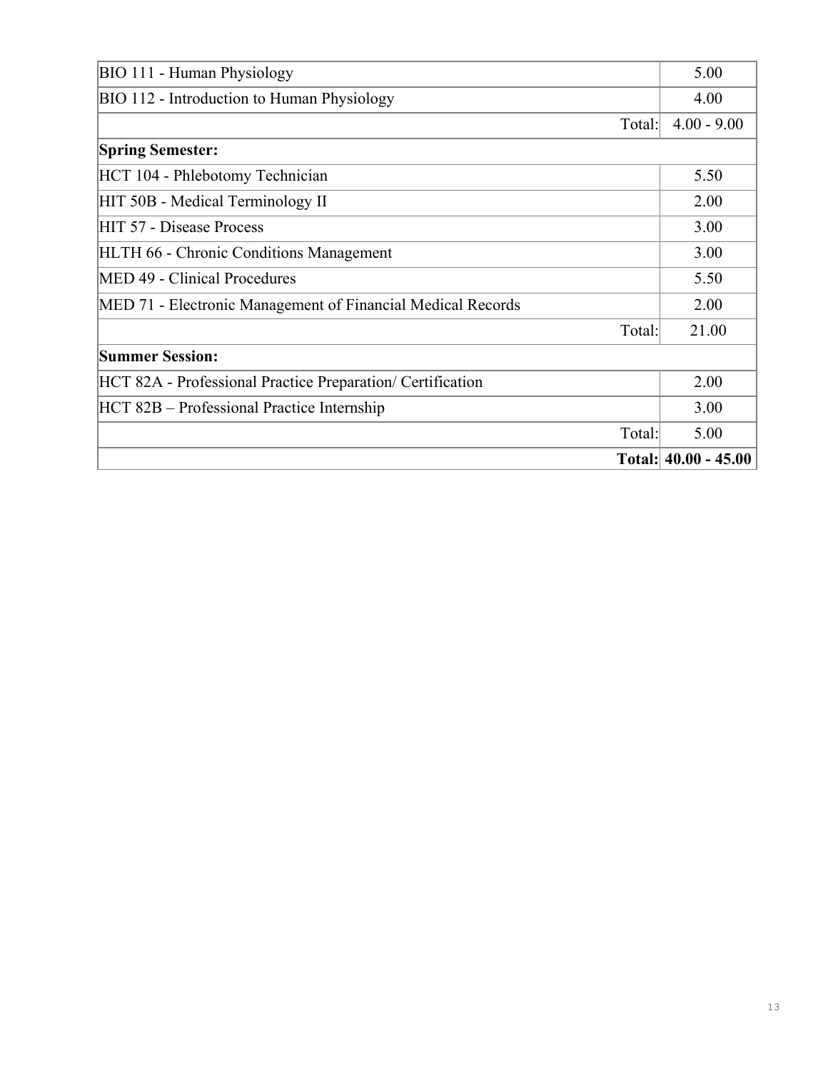| | |
|---|---|
| BIO 111 - Human Physiology | 5.00 |
| BIO 112 - Introduction to Human Physiology | 4.00 |
| Total: | 4.00 - 9.00 |
| **Spring Semester:** | |
| HCT 104 - Phlebotomy Technician | 5.50 |
| HIT 50B - Medical Terminology II | 2.00 |
| HIT 57 - Disease Process | 3.00 |
| HLTH 66 - Chronic Conditions Management | 3.00 |
| MED 49 - Clinical Procedures | 5.50 |
| MED 71 - Electronic Management of Financial Medical Records | 2.00 |
| Total: | 21.00 |
| **Summer Session:** | |
| HCT 82A - Professional Practice Preparation/ Certification | 2.00 |
| HCT 82B – Professional Practice Internship | 3.00 |
| Total: | 5.00 |
| **Total:** | **40.00 - 45.00** |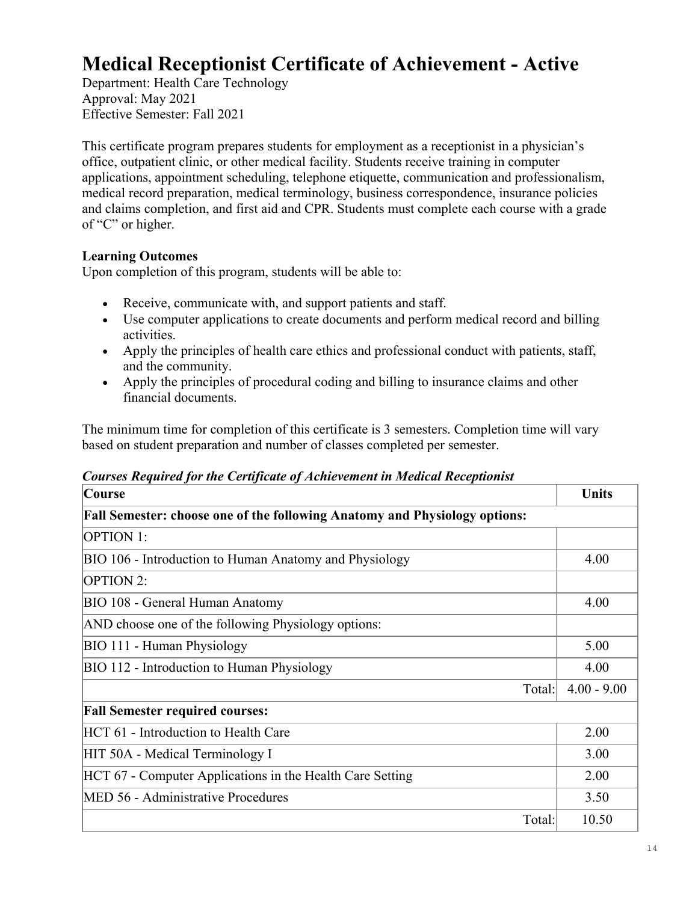# Medical Receptionist Certificate of Achievement - Active

Department: Health Care Technology
Approval: May 2021
Effective Semester: Fall 2021

This certificate program prepares students for employment as a receptionist in a physician's office, outpatient clinic, or other medical facility. Students receive training in computer applications, appointment scheduling, telephone etiquette, communication and professionalism, medical record preparation, medical terminology, business correspondence, insurance policies and claims completion, and first aid and CPR. Students must complete each course with a grade of "C" or higher.

**Learning Outcomes**
Upon completion of this program, students will be able to:

- Receive, communicate with, and support patients and staff.
- Use computer applications to create documents and perform medical record and billing activities.
- Apply the principles of health care ethics and professional conduct with patients, staff, and the community.
- Apply the principles of procedural coding and billing to insurance claims and other financial documents.

The minimum time for completion of this certificate is 3 semesters. Completion time will vary based on student preparation and number of classes completed per semester.

***Courses Required for the Certificate of Achievement in Medical Receptionist***

| Course | Units |
|---|---|
| **Fall Semester: choose one of the following Anatomy and Physiology options:** | |
| OPTION 1: | |
| BIO 106 - Introduction to Human Anatomy and Physiology | 4.00 |
| OPTION 2: | |
| BIO 108 - General Human Anatomy | 4.00 |
| AND choose one of the following Physiology options: | |
| BIO 111 - Human Physiology | 5.00 |
| BIO 112 - Introduction to Human Physiology | 4.00 |
| Total: | 4.00 - 9.00 |
| **Fall Semester required courses:** | |
| HCT 61 - Introduction to Health Care | 2.00 |
| HIT 50A - Medical Terminology I | 3.00 |
| HCT 67 - Computer Applications in the Health Care Setting | 2.00 |
| MED 56 - Administrative Procedures | 3.50 |
| Total: | 10.50 |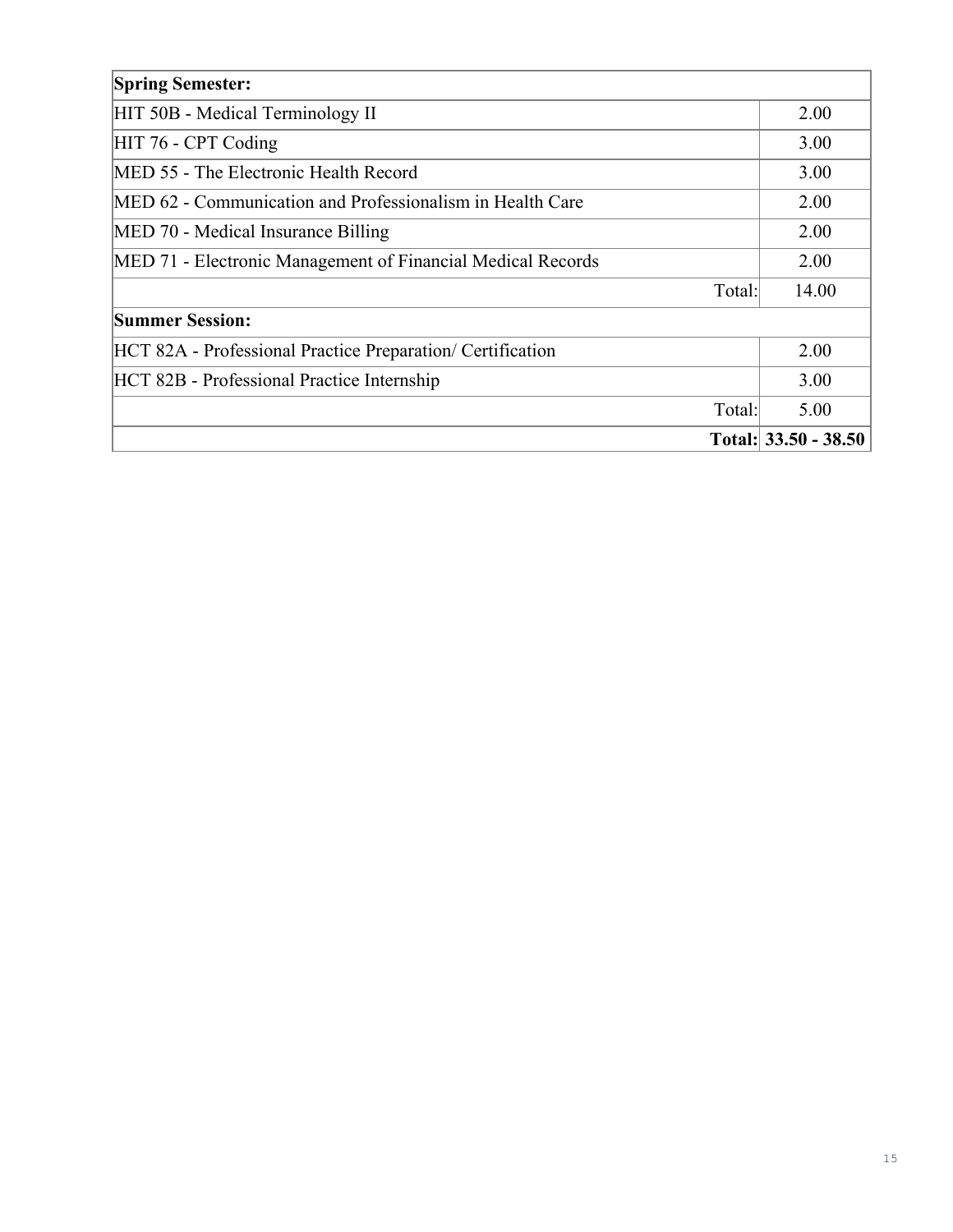| **Spring Semester:** | |
|---|---|
| HIT 50B - Medical Terminology II | 2.00 |
| HIT 76 - CPT Coding | 3.00 |
| MED 55 - The Electronic Health Record | 3.00 |
| MED 62 - Communication and Professionalism in Health Care | 2.00 |
| MED 70 - Medical Insurance Billing | 2.00 |
| MED 71 - Electronic Management of Financial Medical Records | 2.00 |
| Total: | 14.00 |
| **Summer Session:** | |
| HCT 82A - Professional Practice Preparation/ Certification | 2.00 |
| HCT 82B - Professional Practice Internship | 3.00 |
| Total: | 5.00 |
| **Total:** | **33.50 - 38.50** |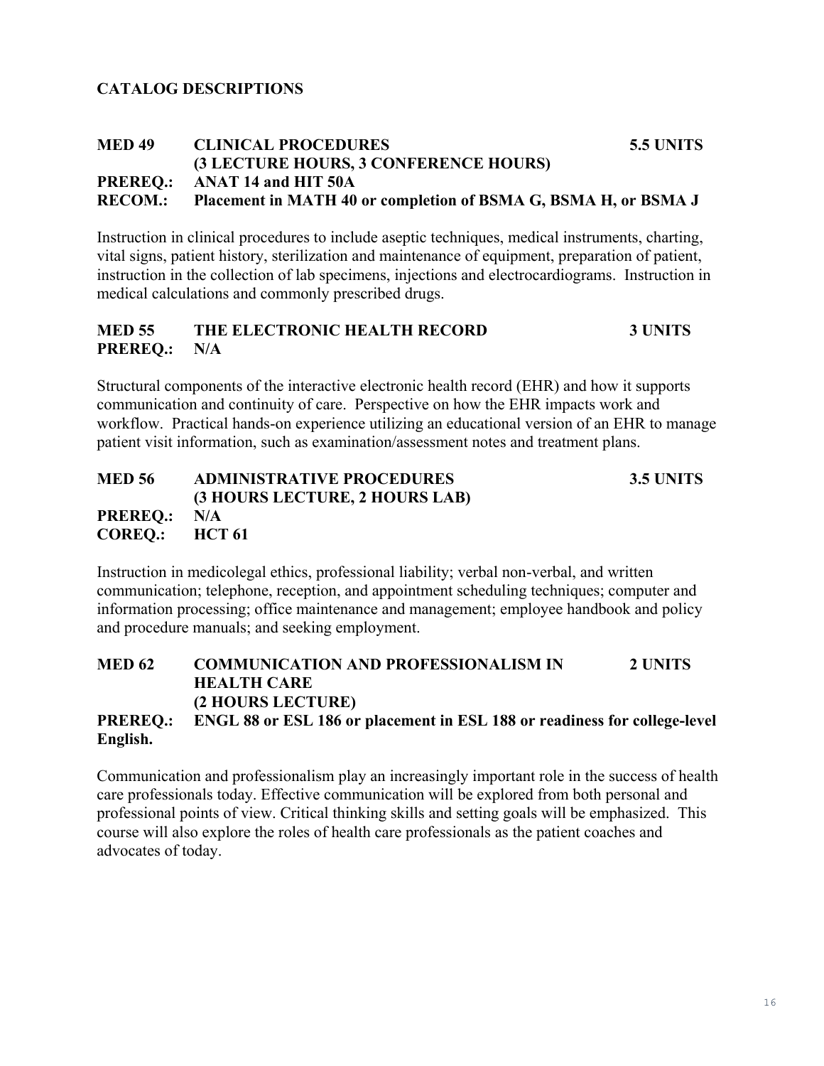## CATALOG DESCRIPTIONS

**MED 49 CLINICAL PROCEDURES 5.5 UNITS**
**(3 LECTURE HOURS, 3 CONFERENCE HOURS)**
**PREREQ.: ANAT 14 and HIT 50A**
**RECOM.: Placement in MATH 40 or completion of BSMA G, BSMA H, or BSMA J**

Instruction in clinical procedures to include aseptic techniques, medical instruments, charting, vital signs, patient history, sterilization and maintenance of equipment, preparation of patient, instruction in the collection of lab specimens, injections and electrocardiograms. Instruction in medical calculations and commonly prescribed drugs.

**MED 55 THE ELECTRONIC HEALTH RECORD 3 UNITS**
**PREREQ.: N/A**

Structural components of the interactive electronic health record (EHR) and how it supports communication and continuity of care. Perspective on how the EHR impacts work and workflow. Practical hands-on experience utilizing an educational version of an EHR to manage patient visit information, such as examination/assessment notes and treatment plans.

**MED 56 ADMINISTRATIVE PROCEDURES 3.5 UNITS**
**(3 HOURS LECTURE, 2 HOURS LAB)**
**PREREQ.: N/A**
**COREQ.: HCT 61**

Instruction in medicolegal ethics, professional liability; verbal non-verbal, and written communication; telephone, reception, and appointment scheduling techniques; computer and information processing; office maintenance and management; employee handbook and policy and procedure manuals; and seeking employment.

**MED 62 COMMUNICATION AND PROFESSIONALISM IN HEALTH CARE 2 UNITS**
**(2 HOURS LECTURE)**
**PREREQ.: ENGL 88 or ESL 186 or placement in ESL 188 or readiness for college-level English.**

Communication and professionalism play an increasingly important role in the success of health care professionals today. Effective communication will be explored from both personal and professional points of view. Critical thinking skills and setting goals will be emphasized. This course will also explore the roles of health care professionals as the patient coaches and advocates of today.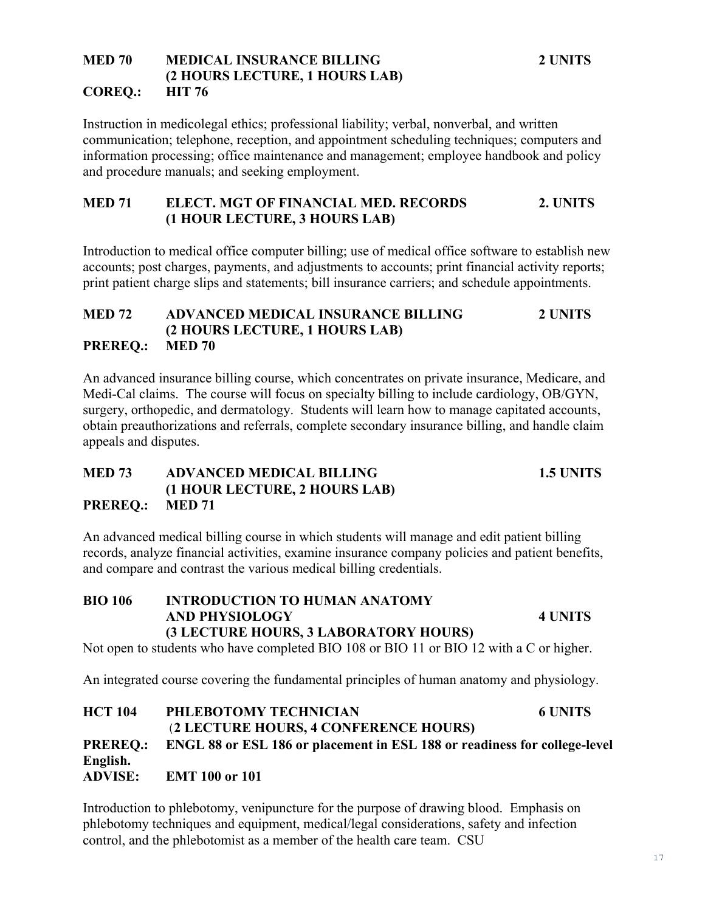**MED 70 MEDICAL INSURANCE BILLING 2 UNITS**
**(2 HOURS LECTURE, 1 HOURS LAB)**
**COREQ.: HIT 76**

Instruction in medicolegal ethics; professional liability; verbal, nonverbal, and written communication; telephone, reception, and appointment scheduling techniques; computers and information processing; office maintenance and management; employee handbook and policy and procedure manuals; and seeking employment.

**MED 71 ELECT. MGT OF FINANCIAL MED. RECORDS 2. UNITS**
**(1 HOUR LECTURE, 3 HOURS LAB)**

Introduction to medical office computer billing; use of medical office software to establish new accounts; post charges, payments, and adjustments to accounts; print financial activity reports; print patient charge slips and statements; bill insurance carriers; and schedule appointments.

**MED 72 ADVANCED MEDICAL INSURANCE BILLING 2 UNITS**
**(2 HOURS LECTURE, 1 HOURS LAB)**
**PREREQ.: MED 70**

An advanced insurance billing course, which concentrates on private insurance, Medicare, and Medi-Cal claims. The course will focus on specialty billing to include cardiology, OB/GYN, surgery, orthopedic, and dermatology. Students will learn how to manage capitated accounts, obtain preauthorizations and referrals, complete secondary insurance billing, and handle claim appeals and disputes.

**MED 73 ADVANCED MEDICAL BILLING 1.5 UNITS**
**(1 HOUR LECTURE, 2 HOURS LAB)**
**PREREQ.: MED 71**

An advanced medical billing course in which students will manage and edit patient billing records, analyze financial activities, examine insurance company policies and patient benefits, and compare and contrast the various medical billing credentials.

**BIO 106 INTRODUCTION TO HUMAN ANATOMY AND PHYSIOLOGY 4 UNITS**
**(3 LECTURE HOURS, 3 LABORATORY HOURS)**

Not open to students who have completed BIO 108 or BIO 11 or BIO 12 with a C or higher.

An integrated course covering the fundamental principles of human anatomy and physiology.

**HCT 104 PHLEBOTOMY TECHNICIAN 6 UNITS**
**(2 LECTURE HOURS, 4 CONFERENCE HOURS)**
**PREREQ.: ENGL 88 or ESL 186 or placement in ESL 188 or readiness for college-level English.**
**ADVISE: EMT 100 or 101**

Introduction to phlebotomy, venipuncture for the purpose of drawing blood. Emphasis on phlebotomy techniques and equipment, medical/legal considerations, safety and infection control, and the phlebotomist as a member of the health care team. CSU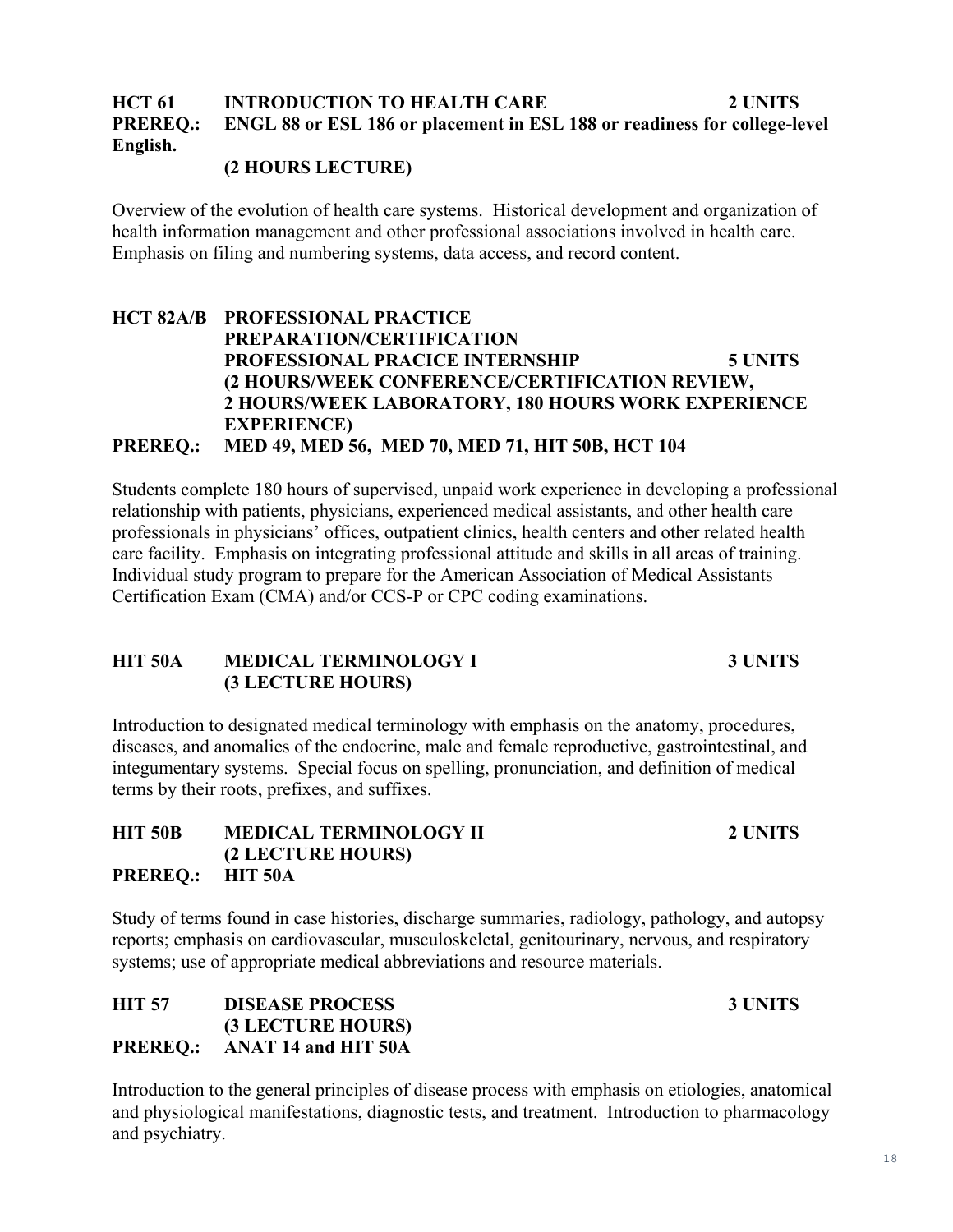**HCT 61 INTRODUCTION TO HEALTH CARE 2 UNITS**
**PREREQ.: ENGL 88 or ESL 186 or placement in ESL 188 or readiness for college-level English.**
**(2 HOURS LECTURE)**

Overview of the evolution of health care systems. Historical development and organization of health information management and other professional associations involved in health care. Emphasis on filing and numbering systems, data access, and record content.

**HCT 82A/B PROFESSIONAL PRACTICE PREPARATION/CERTIFICATION PROFESSIONAL PRACICE INTERNSHIP 5 UNITS**
**(2 HOURS/WEEK CONFERENCE/CERTIFICATION REVIEW, 2 HOURS/WEEK LABORATORY, 180 HOURS WORK EXPERIENCE EXPERIENCE)**
**PREREQ.: MED 49, MED 56, MED 70, MED 71, HIT 50B, HCT 104**

Students complete 180 hours of supervised, unpaid work experience in developing a professional relationship with patients, physicians, experienced medical assistants, and other health care professionals in physicians' offices, outpatient clinics, health centers and other related health care facility. Emphasis on integrating professional attitude and skills in all areas of training. Individual study program to prepare for the American Association of Medical Assistants Certification Exam (CMA) and/or CCS-P or CPC coding examinations.

**HIT 50A MEDICAL TERMINOLOGY I 3 UNITS**
**(3 LECTURE HOURS)**

Introduction to designated medical terminology with emphasis on the anatomy, procedures, diseases, and anomalies of the endocrine, male and female reproductive, gastrointestinal, and integumentary systems. Special focus on spelling, pronunciation, and definition of medical terms by their roots, prefixes, and suffixes.

**HIT 50B MEDICAL TERMINOLOGY II 2 UNITS**
**(2 LECTURE HOURS)**
**PREREQ.: HIT 50A**

Study of terms found in case histories, discharge summaries, radiology, pathology, and autopsy reports; emphasis on cardiovascular, musculoskeletal, genitourinary, nervous, and respiratory systems; use of appropriate medical abbreviations and resource materials.

**HIT 57 DISEASE PROCESS 3 UNITS**
**(3 LECTURE HOURS)**
**PREREQ.: ANAT 14 and HIT 50A**

Introduction to the general principles of disease process with emphasis on etiologies, anatomical and physiological manifestations, diagnostic tests, and treatment. Introduction to pharmacology and psychiatry.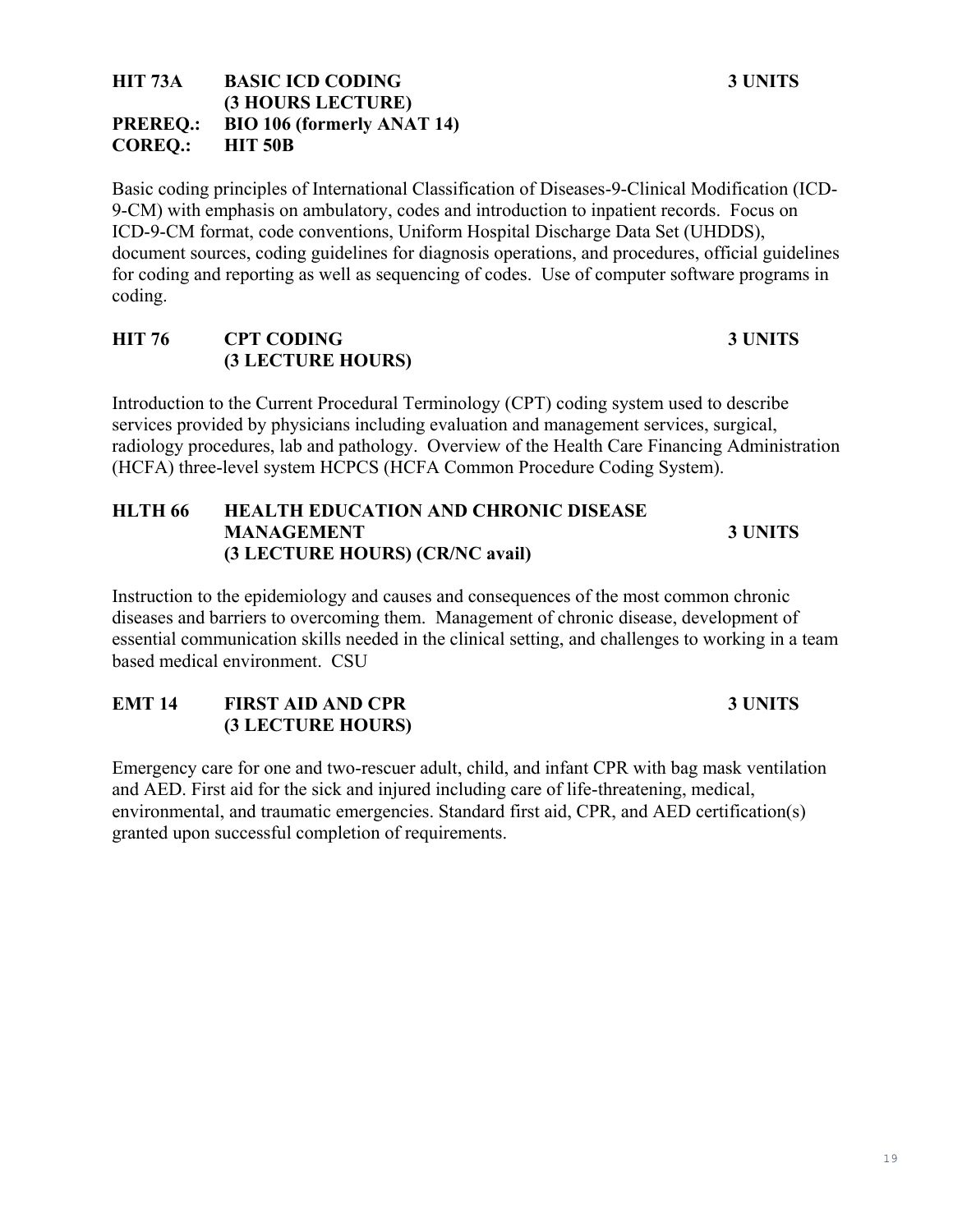**HIT 73A BASIC ICD CODING 3 UNITS**
**(3 HOURS LECTURE)**
**PREREQ.: BIO 106 (formerly ANAT 14)**
**COREQ.: HIT 50B**

Basic coding principles of International Classification of Diseases-9-Clinical Modification (ICD-9-CM) with emphasis on ambulatory, codes and introduction to inpatient records. Focus on ICD-9-CM format, code conventions, Uniform Hospital Discharge Data Set (UHDDS), document sources, coding guidelines for diagnosis operations, and procedures, official guidelines for coding and reporting as well as sequencing of codes. Use of computer software programs in coding.

**HIT 76 CPT CODING 3 UNITS**
**(3 LECTURE HOURS)**

Introduction to the Current Procedural Terminology (CPT) coding system used to describe services provided by physicians including evaluation and management services, surgical, radiology procedures, lab and pathology. Overview of the Health Care Financing Administration (HCFA) three-level system HCPCS (HCFA Common Procedure Coding System).

**HLTH 66 HEALTH EDUCATION AND CHRONIC DISEASE MANAGEMENT 3 UNITS**
**(3 LECTURE HOURS) (CR/NC avail)**

Instruction to the epidemiology and causes and consequences of the most common chronic diseases and barriers to overcoming them. Management of chronic disease, development of essential communication skills needed in the clinical setting, and challenges to working in a team based medical environment. CSU

**EMT 14 FIRST AID AND CPR 3 UNITS**
**(3 LECTURE HOURS)**

Emergency care for one and two-rescuer adult, child, and infant CPR with bag mask ventilation and AED. First aid for the sick and injured including care of life-threatening, medical, environmental, and traumatic emergencies. Standard first aid, CPR, and AED certification(s) granted upon successful completion of requirements.